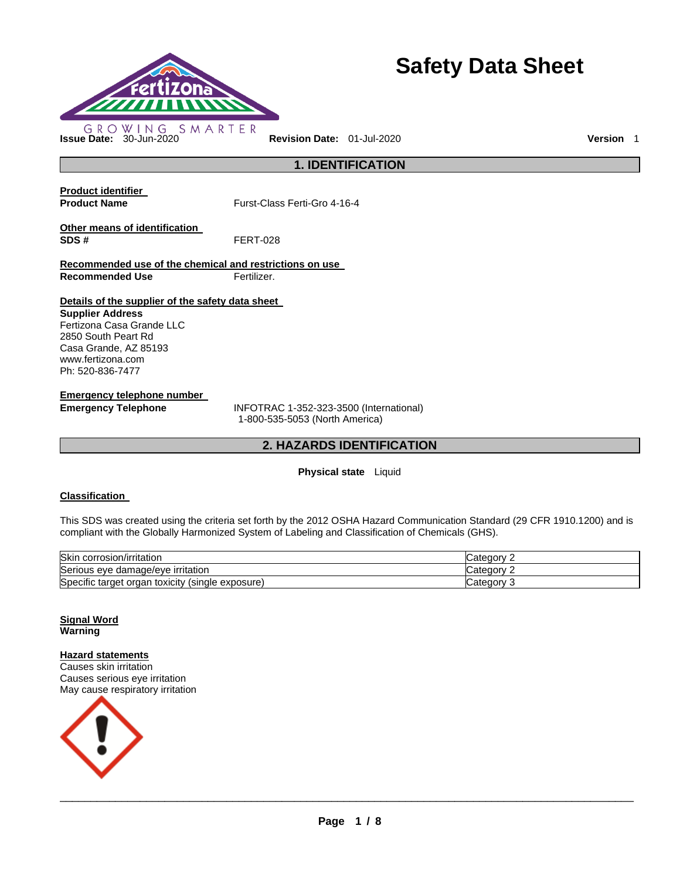# Safety Data Sheet

GROWING SMARTER

**Issue Date:** 30-Jun-2020 **Revision Date:** 01-Jul-2020 **Version** 1

## 1. IDENTIFICATION

**Product identifier**

**Product Name** Furst-Class Ferti-Gro 4-16-4

**Other means of identification**

**SDS #** FERT-028

**Recommended use of the chemical and restrictions on use**

**Recommended Use** Fertilizer.

**Details of the supplier of the safety data sheet**

**Supplier Address**
Fertizona Casa Grande LLC
2850 South Peart Rd
Casa Grande, AZ 85193
www.fertizona.com
Ph: 520-836-7477

**Emergency telephone number**

**Emergency Telephone** INFOTRAC 1-352-323-3500 (International)
1-800-535-5053 (North America)

## 2. HAZARDS IDENTIFICATION

**Physical state** Liquid

**Classification**

This SDS was created using the criteria set forth by the 2012 OSHA Hazard Communication Standard (29 CFR 1910.1200) and is compliant with the Globally Harmonized System of Labeling and Classification of Chemicals (GHS).

| Hazard | Category |
|---|---|
| Skin corrosion/irritation | Category 2 |
| Serious eye damage/eye irritation | Category 2 |
| Specific target organ toxicity (single exposure) | Category 3 |

**Signal Word**
**Warning**

**Hazard statements**
Causes skin irritation
Causes serious eye irritation
May cause respiratory irritation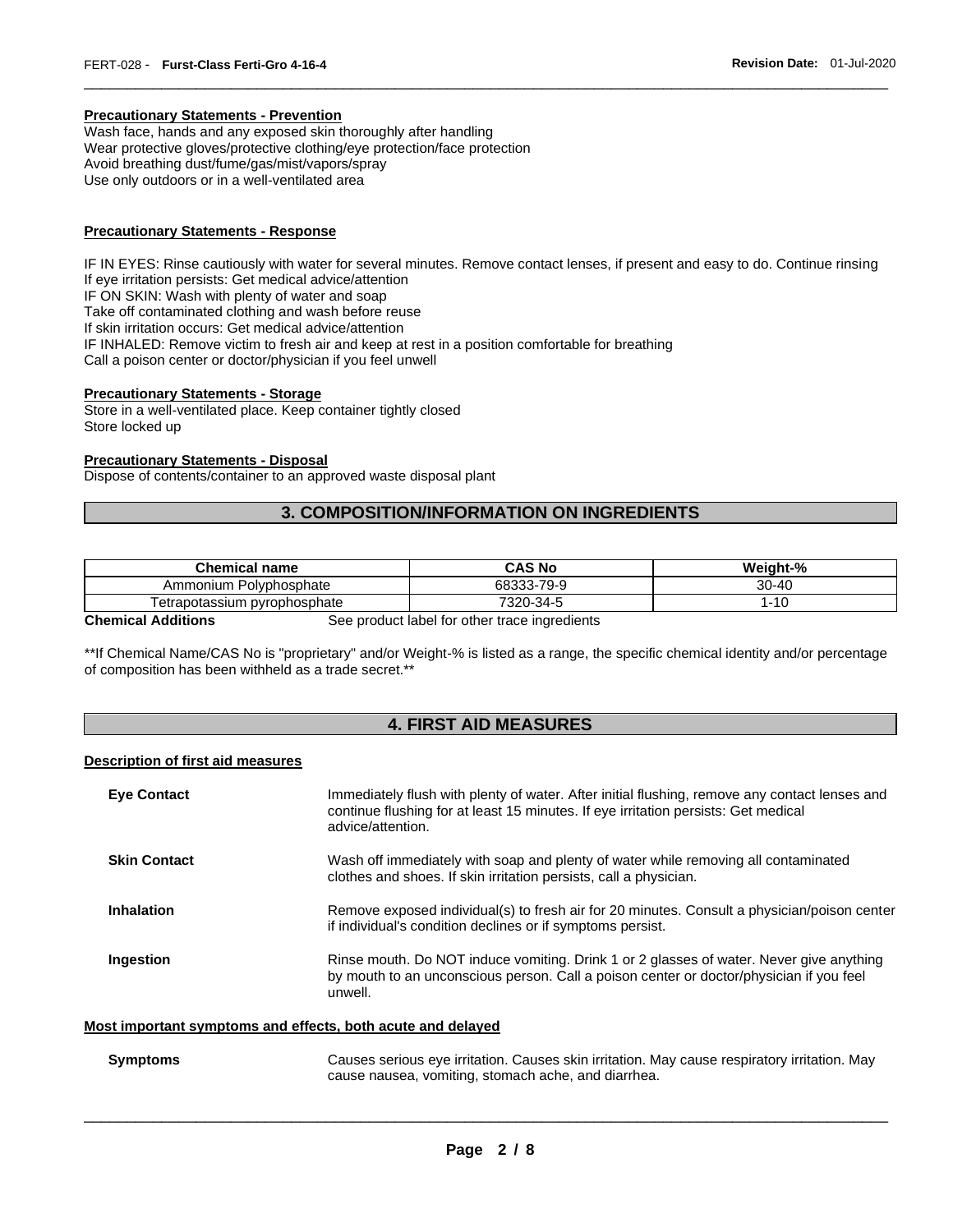**Precautionary Statements - Prevention**

Wash face, hands and any exposed skin thoroughly after handling
Wear protective gloves/protective clothing/eye protection/face protection
Avoid breathing dust/fume/gas/mist/vapors/spray
Use only outdoors or in a well-ventilated area

**Precautionary Statements - Response**

IF IN EYES: Rinse cautiously with water for several minutes. Remove contact lenses, if present and easy to do. Continue rinsing
If eye irritation persists: Get medical advice/attention
IF ON SKIN: Wash with plenty of water and soap
Take off contaminated clothing and wash before reuse
If skin irritation occurs: Get medical advice/attention
IF INHALED: Remove victim to fresh air and keep at rest in a position comfortable for breathing
Call a poison center or doctor/physician if you feel unwell

**Precautionary Statements - Storage**

Store in a well-ventilated place. Keep container tightly closed
Store locked up

**Precautionary Statements - Disposal**

Dispose of contents/container to an approved waste disposal plant

## 3. COMPOSITION/INFORMATION ON INGREDIENTS

| Chemical name | CAS No | Weight-% |
|---|---|---|
| Ammonium Polyphosphate | 68333-79-9 | 30-40 |
| Tetrapotassium pyrophosphate | 7320-34-5 | 1-10 |

**Chemical Additions** See product label for other trace ingredients

**If Chemical Name/CAS No is "proprietary" and/or Weight-% is listed as a range, the specific chemical identity and/or percentage of composition has been withheld as a trade secret.**

## 4. FIRST AID MEASURES

**Description of first aid measures**

**Eye Contact** Immediately flush with plenty of water. After initial flushing, remove any contact lenses and continue flushing for at least 15 minutes. If eye irritation persists: Get medical advice/attention.

**Skin Contact** Wash off immediately with soap and plenty of water while removing all contaminated clothes and shoes. If skin irritation persists, call a physician.

**Inhalation** Remove exposed individual(s) to fresh air for 20 minutes. Consult a physician/poison center if individual's condition declines or if symptoms persist.

**Ingestion** Rinse mouth. Do NOT induce vomiting. Drink 1 or 2 glasses of water. Never give anything by mouth to an unconscious person. Call a poison center or doctor/physician if you feel unwell.

**Most important symptoms and effects, both acute and delayed**

**Symptoms** Causes serious eye irritation. Causes skin irritation. May cause respiratory irritation. May cause nausea, vomiting, stomach ache, and diarrhea.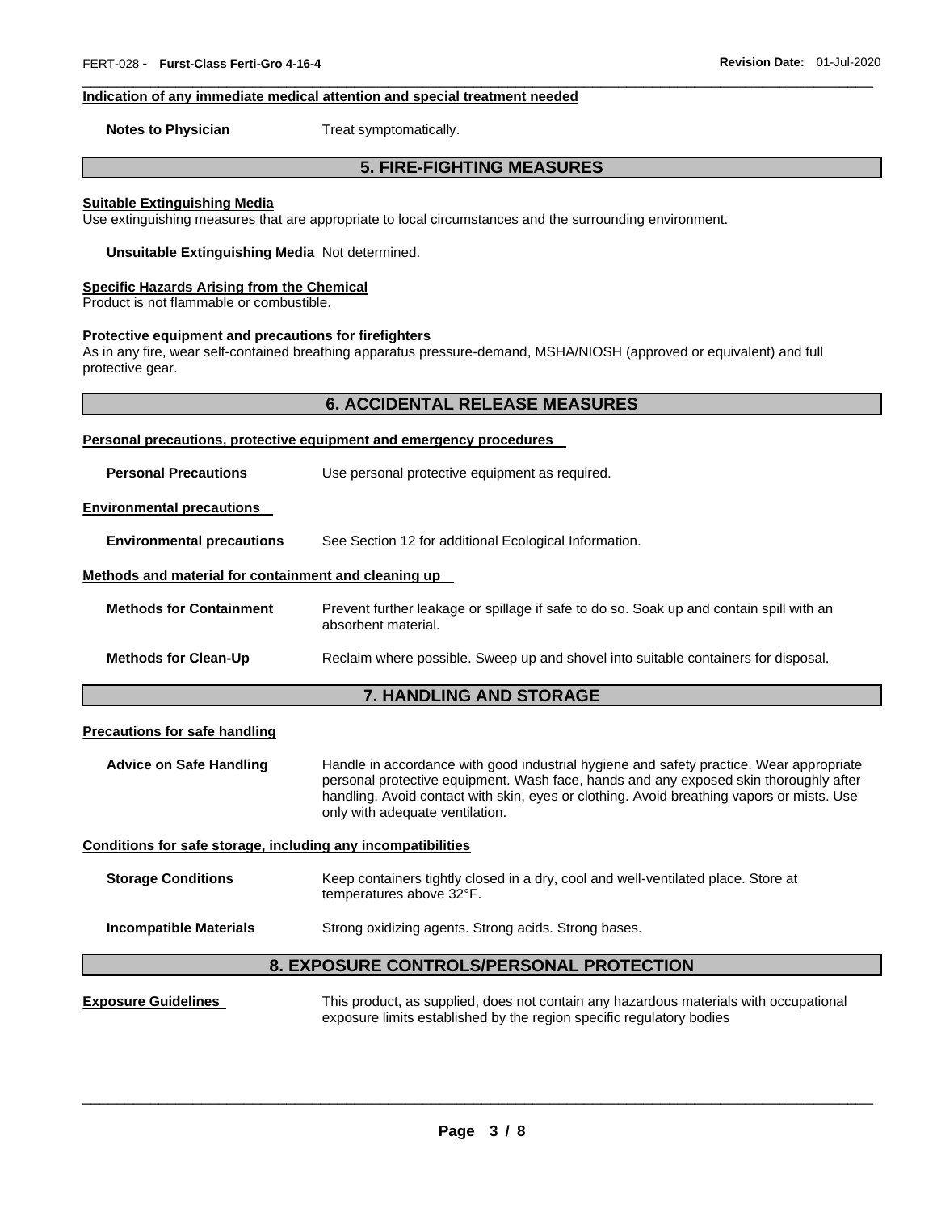**Indication of any immediate medical attention and special treatment needed**

**Notes to Physician** Treat symptomatically.

## 5. FIRE-FIGHTING MEASURES

**Suitable Extinguishing Media**

Use extinguishing measures that are appropriate to local circumstances and the surrounding environment.

**Unsuitable Extinguishing Media** Not determined.

**Specific Hazards Arising from the Chemical**

Product is not flammable or combustible.

**Protective equipment and precautions for firefighters**

As in any fire, wear self-contained breathing apparatus pressure-demand, MSHA/NIOSH (approved or equivalent) and full protective gear.

## 6. ACCIDENTAL RELEASE MEASURES

**Personal precautions, protective equipment and emergency procedures**

**Personal Precautions** Use personal protective equipment as required.

**Environmental precautions**

**Environmental precautions** See Section 12 for additional Ecological Information.

**Methods and material for containment and cleaning up**

**Methods for Containment** Prevent further leakage or spillage if safe to do so. Soak up and contain spill with an absorbent material.

**Methods for Clean-Up** Reclaim where possible. Sweep up and shovel into suitable containers for disposal.

## 7. HANDLING AND STORAGE

**Precautions for safe handling**

**Advice on Safe Handling** Handle in accordance with good industrial hygiene and safety practice. Wear appropriate personal protective equipment. Wash face, hands and any exposed skin thoroughly after handling. Avoid contact with skin, eyes or clothing. Avoid breathing vapors or mists. Use only with adequate ventilation.

**Conditions for safe storage, including any incompatibilities**

**Storage Conditions** Keep containers tightly closed in a dry, cool and well-ventilated place. Store at temperatures above 32°F.

**Incompatible Materials** Strong oxidizing agents. Strong acids. Strong bases.

## 8. EXPOSURE CONTROLS/PERSONAL PROTECTION

**Exposure Guidelines** This product, as supplied, does not contain any hazardous materials with occupational exposure limits established by the region specific regulatory bodies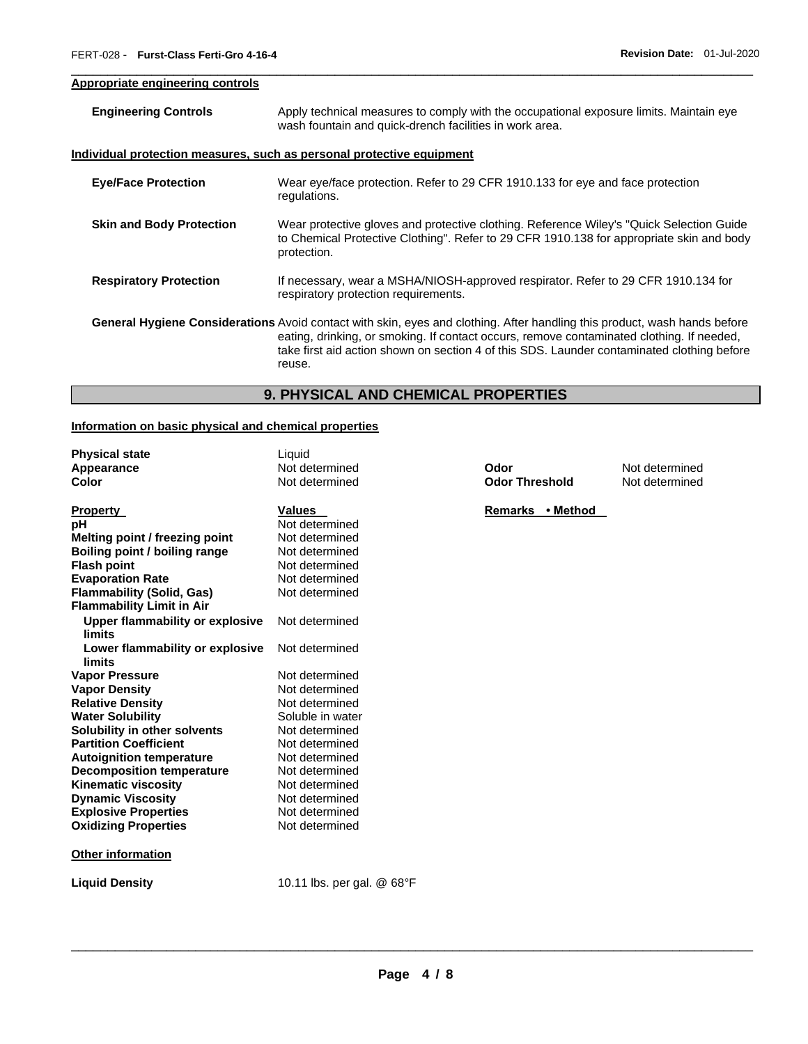**Appropriate engineering controls**

**Engineering Controls** Apply technical measures to comply with the occupational exposure limits. Maintain eye wash fountain and quick-drench facilities in work area.

**Individual protection measures, such as personal protective equipment**

**Eye/Face Protection** Wear eye/face protection. Refer to 29 CFR 1910.133 for eye and face protection regulations.

**Skin and Body Protection** Wear protective gloves and protective clothing. Reference Wiley's "Quick Selection Guide to Chemical Protective Clothing". Refer to 29 CFR 1910.138 for appropriate skin and body protection.

**Respiratory Protection** If necessary, wear a MSHA/NIOSH-approved respirator. Refer to 29 CFR 1910.134 for respiratory protection requirements.

**General Hygiene Considerations** Avoid contact with skin, eyes and clothing. After handling this product, wash hands before eating, drinking, or smoking. If contact occurs, remove contaminated clothing. If needed, take first aid action shown on section 4 of this SDS. Launder contaminated clothing before reuse.

## 9. PHYSICAL AND CHEMICAL PROPERTIES

**Information on basic physical and chemical properties**

| | | | |
|---|---|---|---|
| **Physical state** | Liquid | | |
| **Appearance** | Not determined | **Odor** | Not determined |
| **Color** | Not determined | **Odor Threshold** | Not determined |

| **Property** | **Values** | **Remarks • Method** |
|---|---|---|
| **pH** | Not determined | |
| **Melting point / freezing point** | Not determined | |
| **Boiling point / boiling range** | Not determined | |
| **Flash point** | Not determined | |
| **Evaporation Rate** | Not determined | |
| **Flammability (Solid, Gas)** | Not determined | |
| **Flammability Limit in Air** | | |
| **Upper flammability or explosive limits** | Not determined | |
| **Lower flammability or explosive limits** | Not determined | |
| **Vapor Pressure** | Not determined | |
| **Vapor Density** | Not determined | |
| **Relative Density** | Not determined | |
| **Water Solubility** | Soluble in water | |
| **Solubility in other solvents** | Not determined | |
| **Partition Coefficient** | Not determined | |
| **Autoignition temperature** | Not determined | |
| **Decomposition temperature** | Not determined | |
| **Kinematic viscosity** | Not determined | |
| **Dynamic Viscosity** | Not determined | |
| **Explosive Properties** | Not determined | |
| **Oxidizing Properties** | Not determined | |

**Other information**

**Liquid Density** 10.11 lbs. per gal. @ 68°F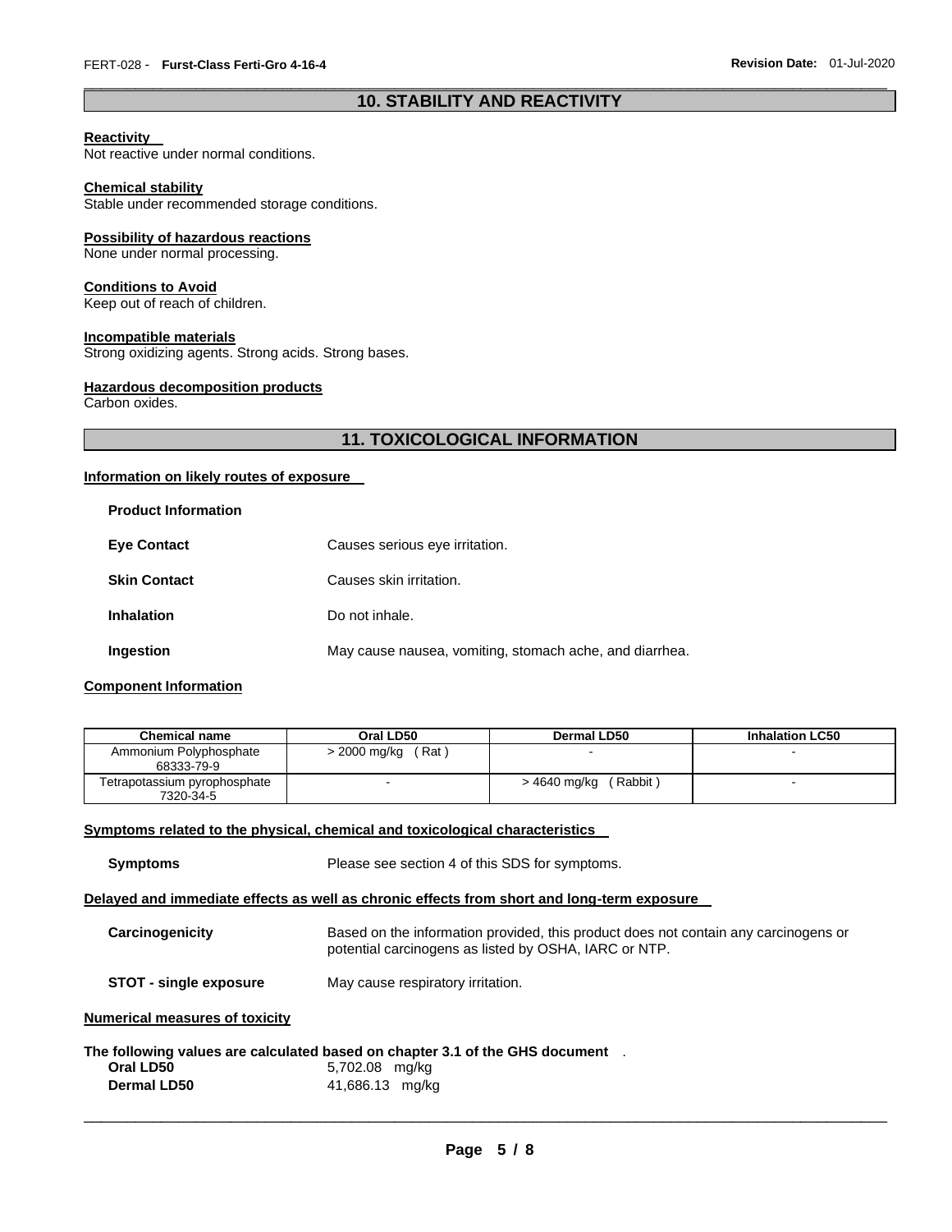## 10. STABILITY AND REACTIVITY

**Reactivity**
Not reactive under normal conditions.

**Chemical stability**
Stable under recommended storage conditions.

**Possibility of hazardous reactions**
None under normal processing.

**Conditions to Avoid**
Keep out of reach of children.

**Incompatible materials**
Strong oxidizing agents. Strong acids. Strong bases.

**Hazardous decomposition products**
Carbon oxides.

## 11. TOXICOLOGICAL INFORMATION

**Information on likely routes of exposure**

**Product Information**

| | |
|---|---|
| **Eye Contact** | Causes serious eye irritation. |
| **Skin Contact** | Causes skin irritation. |
| **Inhalation** | Do not inhale. |
| **Ingestion** | May cause nausea, vomiting, stomach ache, and diarrhea. |

**Component Information**

| Chemical name | Oral LD50 | Dermal LD50 | Inhalation LC50 |
|---|---|---|---|
| Ammonium Polyphosphate 68333-79-9 | > 2000 mg/kg ( Rat ) | - | - |
| Tetrapotassium pyrophosphate 7320-34-5 | - | > 4640 mg/kg ( Rabbit ) | - |

**Symptoms related to the physical, chemical and toxicological characteristics**

**Symptoms** Please see section 4 of this SDS for symptoms.

**Delayed and immediate effects as well as chronic effects from short and long-term exposure**

**Carcinogenicity** Based on the information provided, this product does not contain any carcinogens or potential carcinogens as listed by OSHA, IARC or NTP.

**STOT - single exposure** May cause respiratory irritation.

**Numerical measures of toxicity**

**The following values are calculated based on chapter 3.1 of the GHS document** .

**Oral LD50** 5,702.08 mg/kg
**Dermal LD50** 41,686.13 mg/kg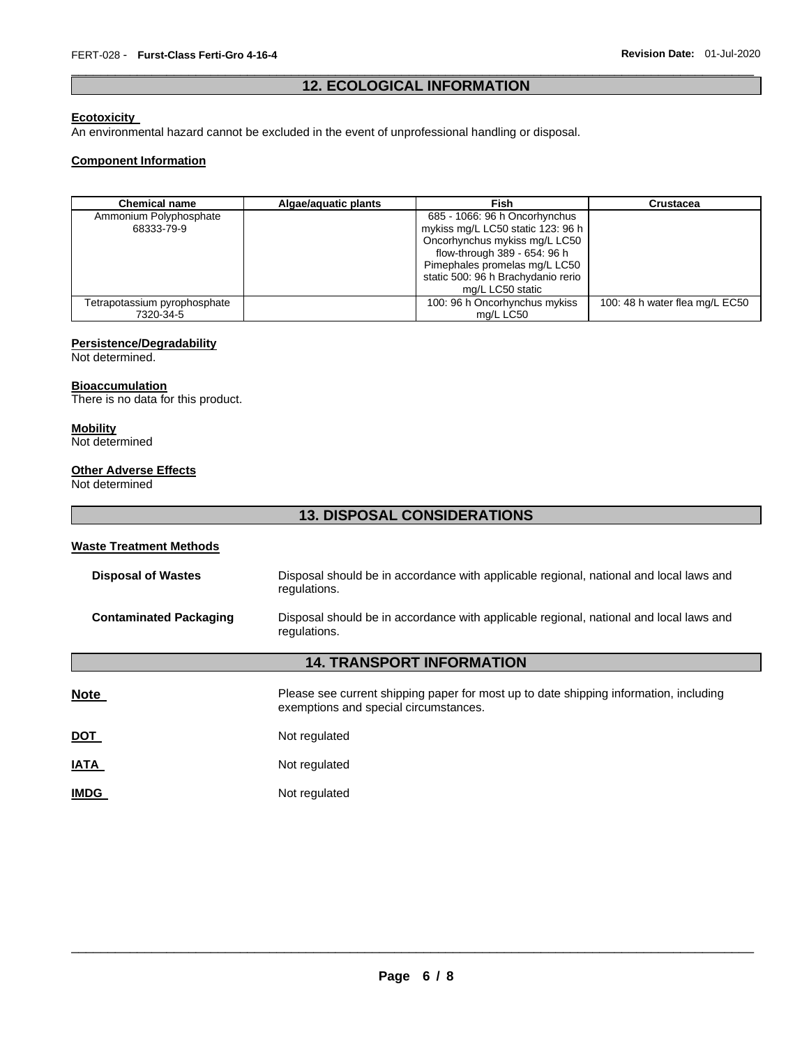## 12. ECOLOGICAL INFORMATION

**Ecotoxicity**

An environmental hazard cannot be excluded in the event of unprofessional handling or disposal.

**Component Information**

| Chemical name | Algae/aquatic plants | Fish | Crustacea |
|---|---|---|---|
| Ammonium Polyphosphate 68333-79-9 | | 685 - 1066: 96 h Oncorhynchus mykiss mg/L LC50 static 123: 96 h Oncorhynchus mykiss mg/L LC50 flow-through 389 - 654: 96 h Pimephales promelas mg/L LC50 static 500: 96 h Brachydanio rerio mg/L LC50 static | |
| Tetrapotassium pyrophosphate 7320-34-5 | | 100: 96 h Oncorhynchus mykiss mg/L LC50 | 100: 48 h water flea mg/L EC50 |

**Persistence/Degradability**

Not determined.

**Bioaccumulation**

There is no data for this product.

**Mobility**

Not determined

**Other Adverse Effects**

Not determined

## 13. DISPOSAL CONSIDERATIONS

**Waste Treatment Methods**

**Disposal of Wastes** — Disposal should be in accordance with applicable regional, national and local laws and regulations.

**Contaminated Packaging** — Disposal should be in accordance with applicable regional, national and local laws and regulations.

## 14. TRANSPORT INFORMATION

**Note** — Please see current shipping paper for most up to date shipping information, including exemptions and special circumstances.

**DOT** — Not regulated

**IATA** — Not regulated

**IMDG** — Not regulated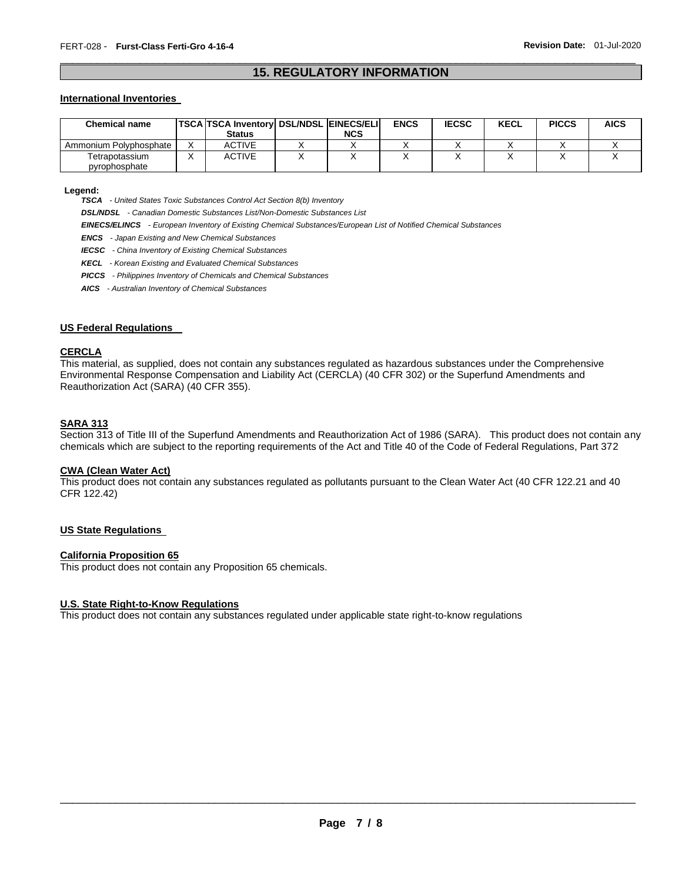## 15. REGULATORY INFORMATION

### International Inventories

| Chemical name | TSCA | TSCA Inventory Status | DSL/NDSL | EINECS/ELINCS | ENCS | IECSC | KECL | PICCS | AICS |
|---|---|---|---|---|---|---|---|---|---|
| Ammonium Polyphosphate | X | ACTIVE | X | X | X | X | X | X | X |
| Tetrapotassium pyrophosphate | X | ACTIVE | X | X | X | X | X | X | X |

**Legend:**

***TSCA*** *- United States Toxic Substances Control Act Section 8(b) Inventory*

***DSL/NDSL*** *- Canadian Domestic Substances List/Non-Domestic Substances List*

***EINECS/ELINCS*** *- European Inventory of Existing Chemical Substances/European List of Notified Chemical Substances*

***ENCS*** *- Japan Existing and New Chemical Substances*

***IECSC*** *- China Inventory of Existing Chemical Substances*

***KECL*** *- Korean Existing and Evaluated Chemical Substances*

***PICCS*** *- Philippines Inventory of Chemicals and Chemical Substances*

***AICS*** *- Australian Inventory of Chemical Substances*

### US Federal Regulations

**CERCLA**

This material, as supplied, does not contain any substances regulated as hazardous substances under the Comprehensive Environmental Response Compensation and Liability Act (CERCLA) (40 CFR 302) or the Superfund Amendments and Reauthorization Act (SARA) (40 CFR 355).

**SARA 313**

Section 313 of Title III of the Superfund Amendments and Reauthorization Act of 1986 (SARA). This product does not contain any chemicals which are subject to the reporting requirements of the Act and Title 40 of the Code of Federal Regulations, Part 372

**CWA (Clean Water Act)**

This product does not contain any substances regulated as pollutants pursuant to the Clean Water Act (40 CFR 122.21 and 40 CFR 122.42)

### US State Regulations

**California Proposition 65**

This product does not contain any Proposition 65 chemicals.

**U.S. State Right-to-Know Regulations**

This product does not contain any substances regulated under applicable state right-to-know regulations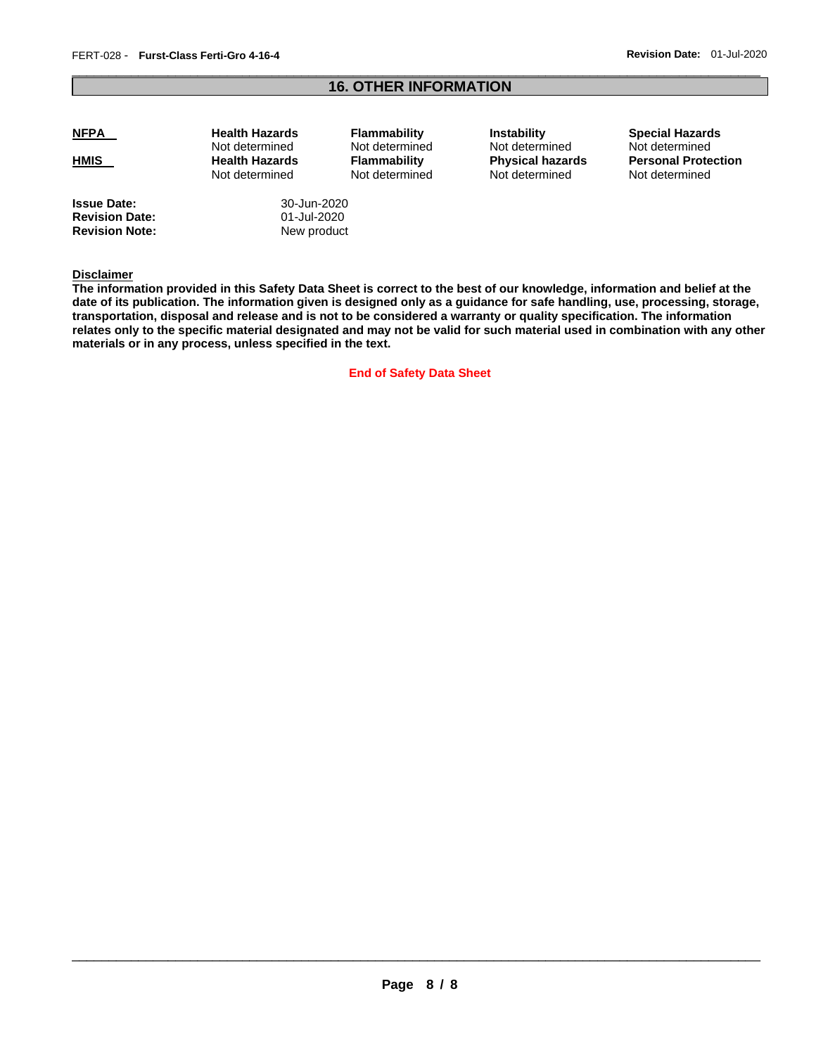## 16. OTHER INFORMATION

| | | | | |
|---|---|---|---|---|
| **NFPA** | **Health Hazards** | **Flammability** | **Instability** | **Special Hazards** |
| | Not determined | Not determined | Not determined | Not determined |
| **HMIS** | **Health Hazards** | **Flammability** | **Physical hazards** | **Personal Protection** |
| | Not determined | Not determined | Not determined | Not determined |

**Issue Date:** 30-Jun-2020
**Revision Date:** 01-Jul-2020
**Revision Note:** New product

**Disclaimer**

**The information provided in this Safety Data Sheet is correct to the best of our knowledge, information and belief at the date of its publication. The information given is designed only as a guidance for safe handling, use, processing, storage, transportation, disposal and release and is not to be considered a warranty or quality specification. The information relates only to the specific material designated and may not be valid for such material used in combination with any other materials or in any process, unless specified in the text.**

**End of Safety Data Sheet**